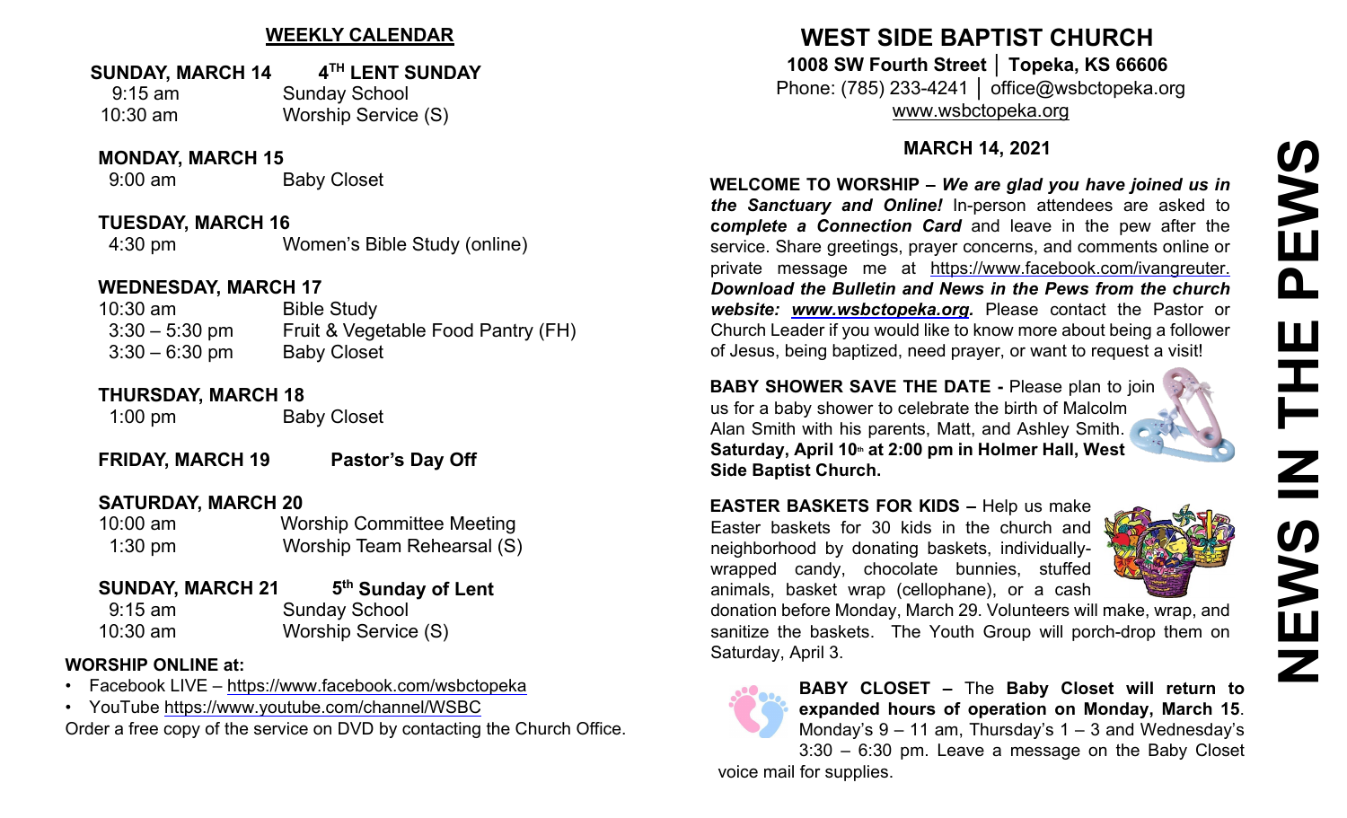## WEEKLY CALENDAR

**SUNDAY, MARCH 14** **4TH LENT SUNDAY**

| | |
|---|---|
| 9:15 am | Sunday School |
| 10:30 am | Worship Service (S) |

**MONDAY, MARCH 15**

| | |
|---|---|
| 9:00 am | Baby Closet |

**TUESDAY, MARCH 16**

| | |
|---|---|
| 4:30 pm | Women's Bible Study (online) |

**WEDNESDAY, MARCH 17**

| | |
|---|---|
| 10:30 am | Bible Study |
| 3:30 – 5:30 pm | Fruit & Vegetable Food Pantry (FH) |
| 3:30 – 6:30 pm | Baby Closet |

**THURSDAY, MARCH 18**

| | |
|---|---|
| 1:00 pm | Baby Closet |

**FRIDAY, MARCH 19** **Pastor's Day Off**

**SATURDAY, MARCH 20**

| | |
|---|---|
| 10:00 am | Worship Committee Meeting |
| 1:30 pm | Worship Team Rehearsal (S) |

**SUNDAY, MARCH 21** **5th Sunday of Lent**

| | |
|---|---|
| 9:15 am | Sunday School |
| 10:30 am | Worship Service (S) |

**WORSHIP ONLINE at:**

- Facebook LIVE – https://www.facebook.com/wsbctopeka
- YouTube https://www.youtube.com/channel/WSBC

Order a free copy of the service on DVD by contacting the Church Office.

# WEST SIDE BAPTIST CHURCH

**1008 SW Fourth Street │ Topeka, KS 66606**

Phone: (785) 233-4241 │ office@wsbctopeka.org

www.wsbctopeka.org

**MARCH 14, 2021**

# NEWS IN THE PEWS

**WELCOME TO WORSHIP –** ***We are glad you have joined us in the Sanctuary and Online!*** In-person attendees are asked to ***complete a Connection Card*** and leave in the pew after the service. Share greetings, prayer concerns, and comments online or private message me at https://www.facebook.com/ivangreuter. ***Download the Bulletin and News in the Pews from the church website: www.wsbctopeka.org.*** Please contact the Pastor or Church Leader if you would like to know more about being a follower of Jesus, being baptized, need prayer, or want to request a visit!

**BABY SHOWER SAVE THE DATE -** Please plan to join us for a baby shower to celebrate the birth of Malcolm Alan Smith with his parents, Matt, and Ashley Smith. **Saturday, April 10th at 2:00 pm in Holmer Hall, West Side Baptist Church.**

**EASTER BASKETS FOR KIDS –** Help us make Easter baskets for 30 kids in the church and neighborhood by donating baskets, individually-wrapped candy, chocolate bunnies, stuffed animals, basket wrap (cellophane), or a cash donation before Monday, March 29. Volunteers will make, wrap, and sanitize the baskets. The Youth Group will porch-drop them on Saturday, April 3.

**BABY CLOSET –** The **Baby Closet will return to expanded hours of operation on Monday, March 15**. Monday's 9 – 11 am, Thursday's 1 – 3 and Wednesday's 3:30 – 6:30 pm. Leave a message on the Baby Closet voice mail for supplies.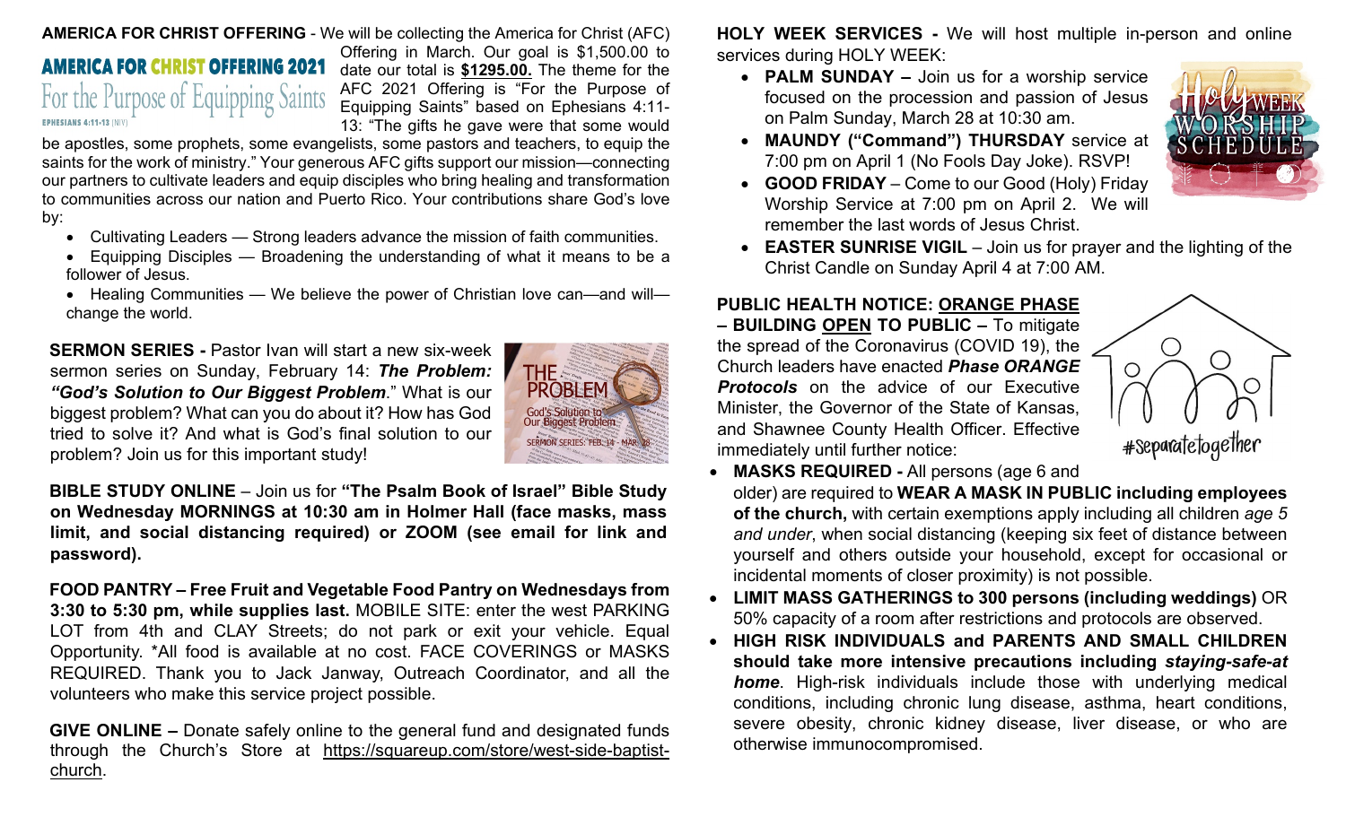**AMERICA FOR CHRIST OFFERING** - We will be collecting the America for Christ (AFC) Offering in March. Our goal is $1,500.00 to date our total is **$1295.00.** The theme for the AFC 2021 Offering is "For the Purpose of Equipping Saints" based on Ephesians 4:11-13: "The gifts he gave were that some would be apostles, some prophets, some evangelists, some pastors and teachers, to equip the saints for the work of ministry." Your generous AFC gifts support our mission—connecting our partners to cultivate leaders and equip disciples who bring healing and transformation to communities across our nation and Puerto Rico. Your contributions share God's love by:

- Cultivating Leaders — Strong leaders advance the mission of faith communities.
- Equipping Disciples — Broadening the understanding of what it means to be a follower of Jesus.
- Healing Communities — We believe the power of Christian love can—and will—change the world.

**SERMON SERIES -** Pastor Ivan will start a new six-week sermon series on Sunday, February 14: ***The Problem: "God's Solution to Our Biggest Problem***." What is our biggest problem? What can you do about it? How has God tried to solve it? And what is God's final solution to our problem? Join us for this important study!

**BIBLE STUDY ONLINE** – Join us for **"The Psalm Book of Israel" Bible Study on Wednesday MORNINGS at 10:30 am in Holmer Hall (face masks, mass limit, and social distancing required) or ZOOM (see email for link and password).**

**FOOD PANTRY – Free Fruit and Vegetable Food Pantry on Wednesdays from 3:30 to 5:30 pm, while supplies last.** MOBILE SITE: enter the west PARKING LOT from 4th and CLAY Streets; do not park or exit your vehicle. Equal Opportunity. *All food is available at no cost. FACE COVERINGS or MASKS REQUIRED. Thank you to Jack Janway, Outreach Coordinator, and all the volunteers who make this service project possible.

**GIVE ONLINE –** Donate safely online to the general fund and designated funds through the Church's Store at https://squareup.com/store/west-side-baptist-church.

**HOLY WEEK SERVICES -** We will host multiple in-person and online services during HOLY WEEK:

- **PALM SUNDAY –** Join us for a worship service focused on the procession and passion of Jesus on Palm Sunday, March 28 at 10:30 am.
- **MAUNDY ("Command") THURSDAY** service at 7:00 pm on April 1 (No Fools Day Joke). RSVP!
- **GOOD FRIDAY** – Come to our Good (Holy) Friday Worship Service at 7:00 pm on April 2. We will remember the last words of Jesus Christ.
- **EASTER SUNRISE VIGIL** – Join us for prayer and the lighting of the Christ Candle on Sunday April 4 at 7:00 AM.

**PUBLIC HEALTH NOTICE: ORANGE PHASE – BUILDING OPEN TO PUBLIC –** To mitigate the spread of the Coronavirus (COVID 19), the Church leaders have enacted ***Phase ORANGE Protocols*** on the advice of our Executive Minister, the Governor of the State of Kansas, and Shawnee County Health Officer. Effective immediately until further notice:

#separatetogether

- **MASKS REQUIRED -** All persons (age 6 and older) are required to **WEAR A MASK IN PUBLIC including employees of the church,** with certain exemptions apply including all children *age 5 and under*, when social distancing (keeping six feet of distance between yourself and others outside your household, except for occasional or incidental moments of closer proximity) is not possible.
- **LIMIT MASS GATHERINGS to 300 persons (including weddings)** OR 50% capacity of a room after restrictions and protocols are observed.
- **HIGH RISK INDIVIDUALS and PARENTS AND SMALL CHILDREN should take more intensive precautions including *staying-safe-at home***. High-risk individuals include those with underlying medical conditions, including chronic lung disease, asthma, heart conditions, severe obesity, chronic kidney disease, liver disease, or who are otherwise immunocompromised.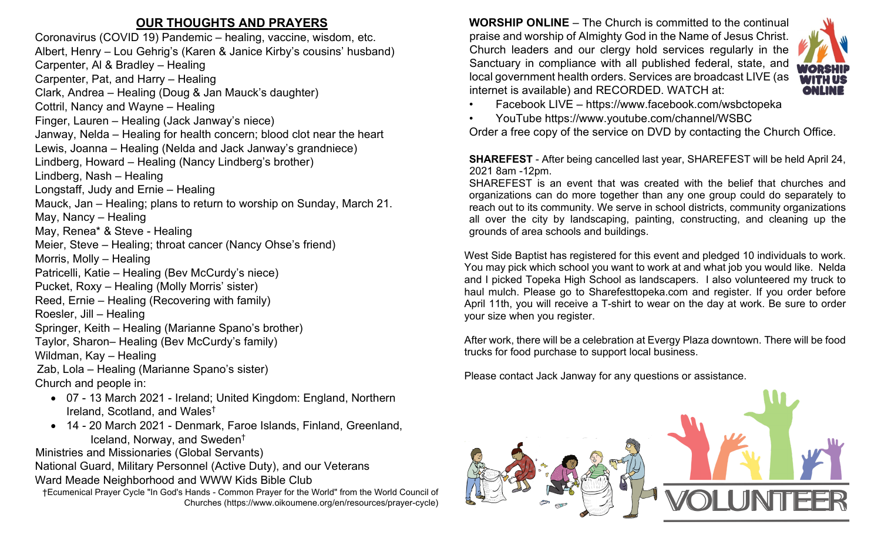## OUR THOUGHTS AND PRAYERS

Coronavirus (COVID 19) Pandemic – healing, vaccine, wisdom, etc.
Albert, Henry – Lou Gehrig's (Karen & Janice Kirby's cousins' husband)
Carpenter, Al & Bradley – Healing
Carpenter, Pat, and Harry – Healing
Clark, Andrea – Healing (Doug & Jan Mauck's daughter)
Cottril, Nancy and Wayne – Healing
Finger, Lauren – Healing (Jack Janway's niece)
Janway, Nelda – Healing for health concern; blood clot near the heart
Lewis, Joanna – Healing (Nelda and Jack Janway's grandniece)
Lindberg, Howard – Healing (Nancy Lindberg's brother)
Lindberg, Nash – Healing
Longstaff, Judy and Ernie – Healing
Mauck, Jan – Healing; plans to return to worship on Sunday, March 21.
May, Nancy – Healing
May, Renea* & Steve - Healing
Meier, Steve – Healing; throat cancer (Nancy Ohse's friend)
Morris, Molly – Healing
Patricelli, Katie – Healing (Bev McCurdy's niece)
Pucket, Roxy – Healing (Molly Morris' sister)
Reed, Ernie – Healing (Recovering with family)
Roesler, Jill – Healing
Springer, Keith – Healing (Marianne Spano's brother)
Taylor, Sharon– Healing (Bev McCurdy's family)
Wildman, Kay – Healing
Zab, Lola – Healing (Marianne Spano's sister)
Church and people in:

- 07 - 13 March 2021 - Ireland; United Kingdom: England, Northern Ireland, Scotland, and Wales†
- 14 - 20 March 2021 - Denmark, Faroe Islands, Finland, Greenland, Iceland, Norway, and Sweden†

Ministries and Missionaries (Global Servants)
National Guard, Military Personnel (Active Duty), and our Veterans
Ward Meade Neighborhood and WWW Kids Bible Club

†Ecumenical Prayer Cycle "In God's Hands - Common Prayer for the World" from the World Council of Churches (https://www.oikoumene.org/en/resources/prayer-cycle)

**WORSHIP ONLINE** – The Church is committed to the continual praise and worship of Almighty God in the Name of Jesus Christ. Church leaders and our clergy hold services regularly in the Sanctuary in compliance with all published federal, state, and local government health orders. Services are broadcast LIVE (as internet is available) and RECORDED. WATCH at:

- Facebook LIVE – https://www.facebook.com/wsbctopeka
- YouTube https://www.youtube.com/channel/WSBC

Order a free copy of the service on DVD by contacting the Church Office.

**SHAREFEST** - After being cancelled last year, SHAREFEST will be held April 24, 2021 8am -12pm.

SHAREFEST is an event that was created with the belief that churches and organizations can do more together than any one group could do separately to reach out to its community. We serve in school districts, community organizations all over the city by landscaping, painting, constructing, and cleaning up the grounds of area schools and buildings.

West Side Baptist has registered for this event and pledged 10 individuals to work. You may pick which school you want to work at and what job you would like. Nelda and I picked Topeka High School as landscapers. I also volunteered my truck to haul mulch. Please go to Sharefesttopeka.com and register. If you order before April 11th, you will receive a T-shirt to wear on the day at work. Be sure to order your size when you register.

After work, there will be a celebration at Evergy Plaza downtown. There will be food trucks for food purchase to support local business.

Please contact Jack Janway for any questions or assistance.